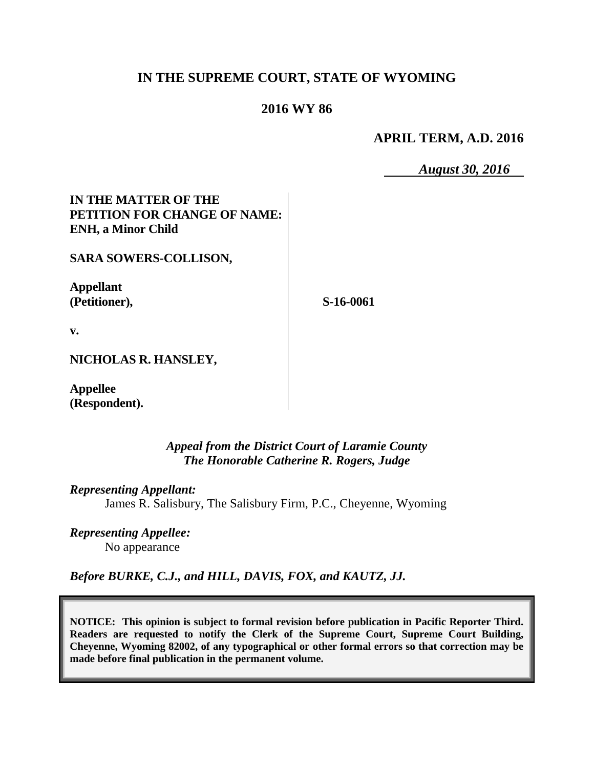# IN THE SUPREME COURT, STATE OF WYOMING

## 2016 WY 86

**APRIL TERM, A.D. 2016**

*August 30, 2016*

| | |
|---|---|
| **IN THE MATTER OF THE PETITION FOR CHANGE OF NAME: ENH, a Minor Child** | |
| **SARA SOWERS-COLLISON,** | |
| **Appellant (Petitioner),** | **S-16-0061** |
| **v.** | |
| **NICHOLAS R. HANSLEY,** | |
| **Appellee (Respondent).** | |

*Appeal from the District Court of Laramie County*
*The Honorable Catherine R. Rogers, Judge*

*Representing Appellant:*

James R. Salisbury, The Salisbury Firm, P.C., Cheyenne, Wyoming

*Representing Appellee:*

No appearance

*Before BURKE, C.J., and HILL, DAVIS, FOX, and KAUTZ, JJ.*

**NOTICE: This opinion is subject to formal revision before publication in Pacific Reporter Third. Readers are requested to notify the Clerk of the Supreme Court, Supreme Court Building, Cheyenne, Wyoming 82002, of any typographical or other formal errors so that correction may be made before final publication in the permanent volume.**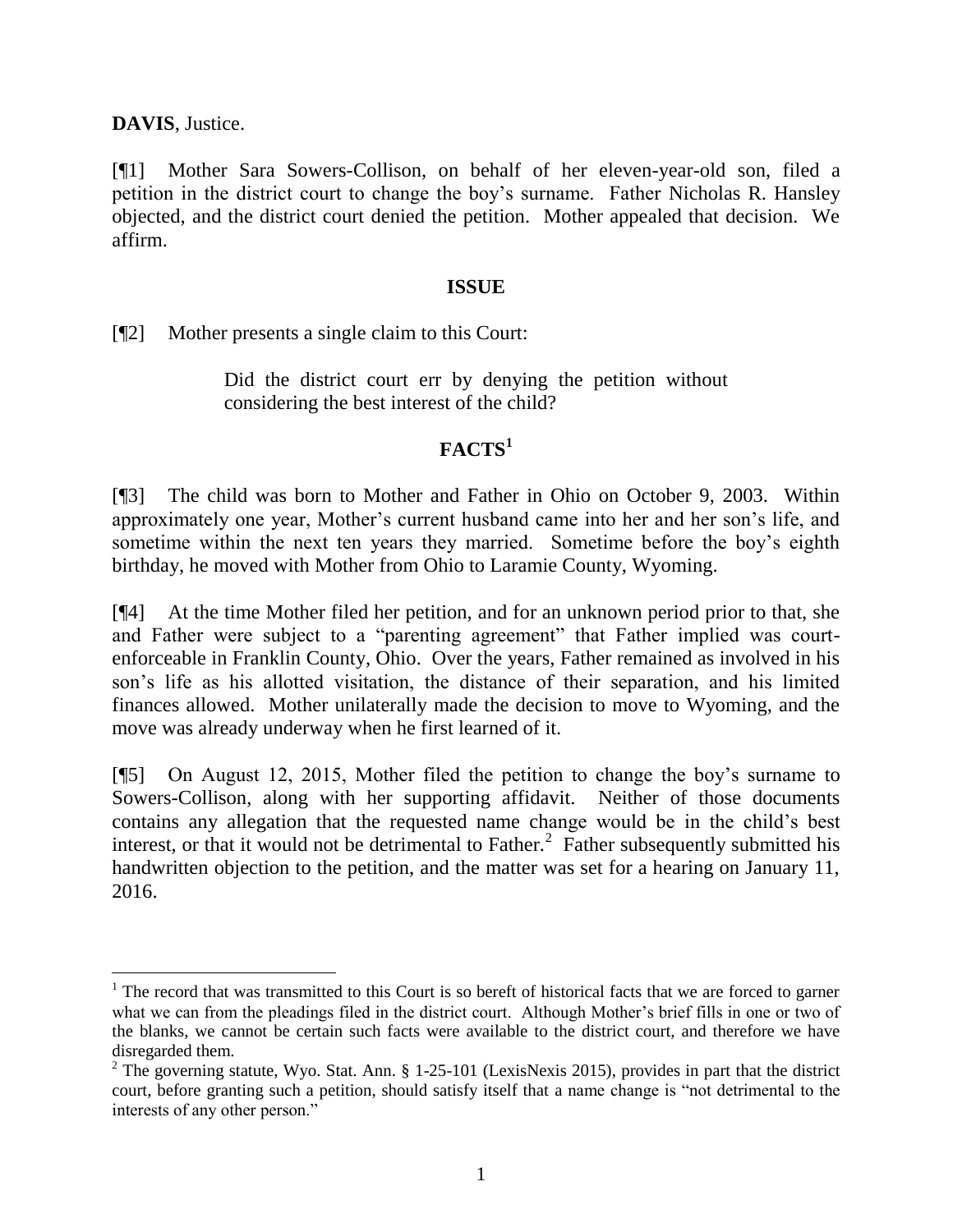**DAVIS**, Justice.

[¶1] Mother Sara Sowers-Collison, on behalf of her eleven-year-old son, filed a petition in the district court to change the boy's surname. Father Nicholas R. Hansley objected, and the district court denied the petition. Mother appealed that decision. We affirm.

## ISSUE

[¶2] Mother presents a single claim to this Court:

> Did the district court err by denying the petition without considering the best interest of the child?

## FACTS[1]

[¶3] The child was born to Mother and Father in Ohio on October 9, 2003. Within approximately one year, Mother's current husband came into her and her son's life, and sometime within the next ten years they married. Sometime before the boy's eighth birthday, he moved with Mother from Ohio to Laramie County, Wyoming.

[¶4] At the time Mother filed her petition, and for an unknown period prior to that, she and Father were subject to a "parenting agreement" that Father implied was court-enforceable in Franklin County, Ohio. Over the years, Father remained as involved in his son's life as his allotted visitation, the distance of their separation, and his limited finances allowed. Mother unilaterally made the decision to move to Wyoming, and the move was already underway when he first learned of it.

[¶5] On August 12, 2015, Mother filed the petition to change the boy's surname to Sowers-Collison, along with her supporting affidavit. Neither of those documents contains any allegation that the requested name change would be in the child's best interest, or that it would not be detrimental to Father.[2] Father subsequently submitted his handwritten objection to the petition, and the matter was set for a hearing on January 11, 2016.

---

[1] The record that was transmitted to this Court is so bereft of historical facts that we are forced to garner what we can from the pleadings filed in the district court. Although Mother's brief fills in one or two of the blanks, we cannot be certain such facts were available to the district court, and therefore we have disregarded them.

[2] The governing statute, Wyo. Stat. Ann. § 1-25-101 (LexisNexis 2015), provides in part that the district court, before granting such a petition, should satisfy itself that a name change is "not detrimental to the interests of any other person."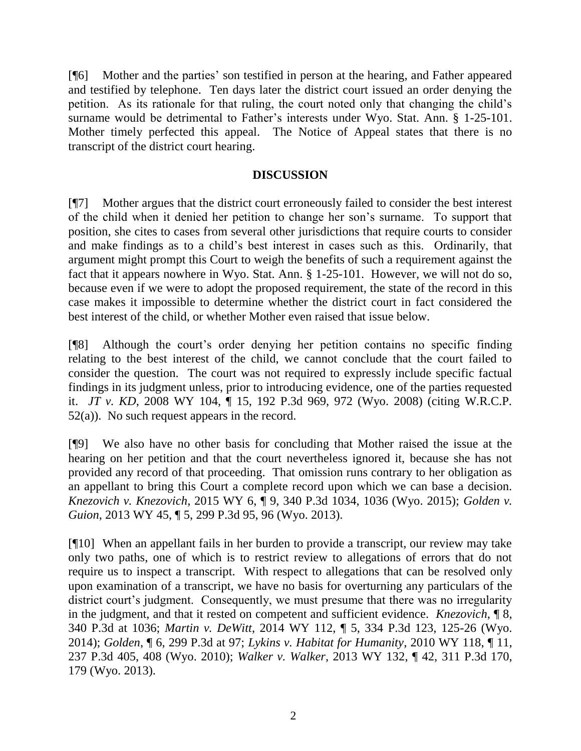[¶6] Mother and the parties' son testified in person at the hearing, and Father appeared and testified by telephone. Ten days later the district court issued an order denying the petition. As its rationale for that ruling, the court noted only that changing the child's surname would be detrimental to Father's interests under Wyo. Stat. Ann. § 1-25-101. Mother timely perfected this appeal. The Notice of Appeal states that there is no transcript of the district court hearing.

## DISCUSSION

[¶7] Mother argues that the district court erroneously failed to consider the best interest of the child when it denied her petition to change her son's surname. To support that position, she cites to cases from several other jurisdictions that require courts to consider and make findings as to a child's best interest in cases such as this. Ordinarily, that argument might prompt this Court to weigh the benefits of such a requirement against the fact that it appears nowhere in Wyo. Stat. Ann. § 1-25-101. However, we will not do so, because even if we were to adopt the proposed requirement, the state of the record in this case makes it impossible to determine whether the district court in fact considered the best interest of the child, or whether Mother even raised that issue below.

[¶8] Although the court's order denying her petition contains no specific finding relating to the best interest of the child, we cannot conclude that the court failed to consider the question. The court was not required to expressly include specific factual findings in its judgment unless, prior to introducing evidence, one of the parties requested it. *JT v. KD*, 2008 WY 104, ¶ 15, 192 P.3d 969, 972 (Wyo. 2008) (citing W.R.C.P. 52(a)). No such request appears in the record.

[¶9] We also have no other basis for concluding that Mother raised the issue at the hearing on her petition and that the court nevertheless ignored it, because she has not provided any record of that proceeding. That omission runs contrary to her obligation as an appellant to bring this Court a complete record upon which we can base a decision. *Knezovich v. Knezovich*, 2015 WY 6, ¶ 9, 340 P.3d 1034, 1036 (Wyo. 2015); *Golden v. Guion*, 2013 WY 45, ¶ 5, 299 P.3d 95, 96 (Wyo. 2013).

[¶10] When an appellant fails in her burden to provide a transcript, our review may take only two paths, one of which is to restrict review to allegations of errors that do not require us to inspect a transcript. With respect to allegations that can be resolved only upon examination of a transcript, we have no basis for overturning any particulars of the district court's judgment. Consequently, we must presume that there was no irregularity in the judgment, and that it rested on competent and sufficient evidence. *Knezovich*, ¶ 8, 340 P.3d at 1036; *Martin v. DeWitt*, 2014 WY 112, ¶ 5, 334 P.3d 123, 125-26 (Wyo. 2014); *Golden*, ¶ 6, 299 P.3d at 97; *Lykins v. Habitat for Humanity*, 2010 WY 118, ¶ 11, 237 P.3d 405, 408 (Wyo. 2010); *Walker v. Walker*, 2013 WY 132, ¶ 42, 311 P.3d 170, 179 (Wyo. 2013).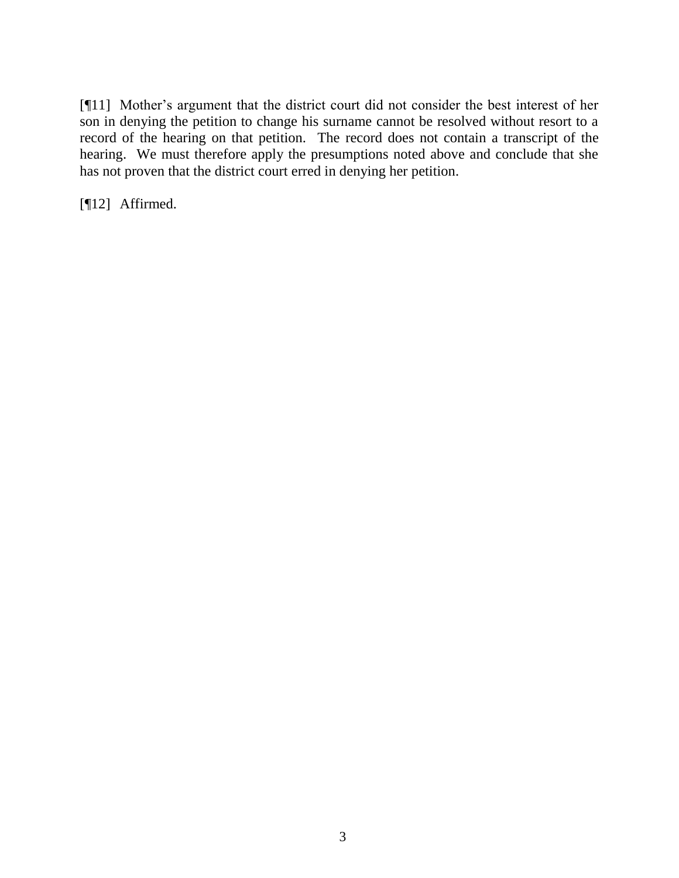[¶11] Mother's argument that the district court did not consider the best interest of her son in denying the petition to change his surname cannot be resolved without resort to a record of the hearing on that petition. The record does not contain a transcript of the hearing. We must therefore apply the presumptions noted above and conclude that she has not proven that the district court erred in denying her petition.

[¶12] Affirmed.